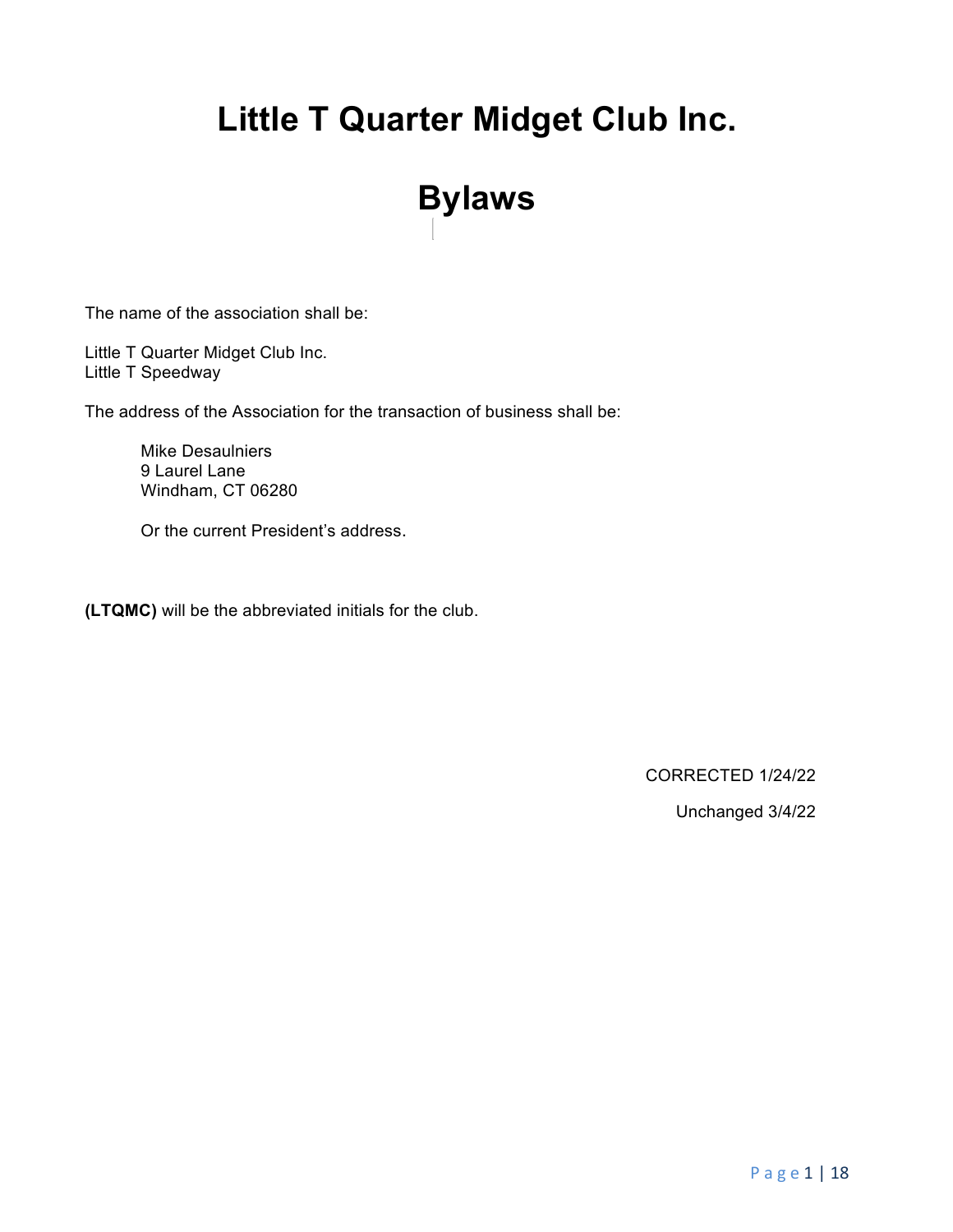# Little T Quarter Midget Club Inc.

# Bylaws

The name of the association shall be:

Little T Quarter Midget Club Inc.  
Little T Speedway

The address of the Association for the transaction of business shall be:

> Mike Desaulniers  
> 9 Laurel Lane  
> Windham, CT 06280
>
> Or the current President's address.

**(LTQMC)** will be the abbreviated initials for the club.

CORRECTED 1/24/22

Unchanged 3/4/22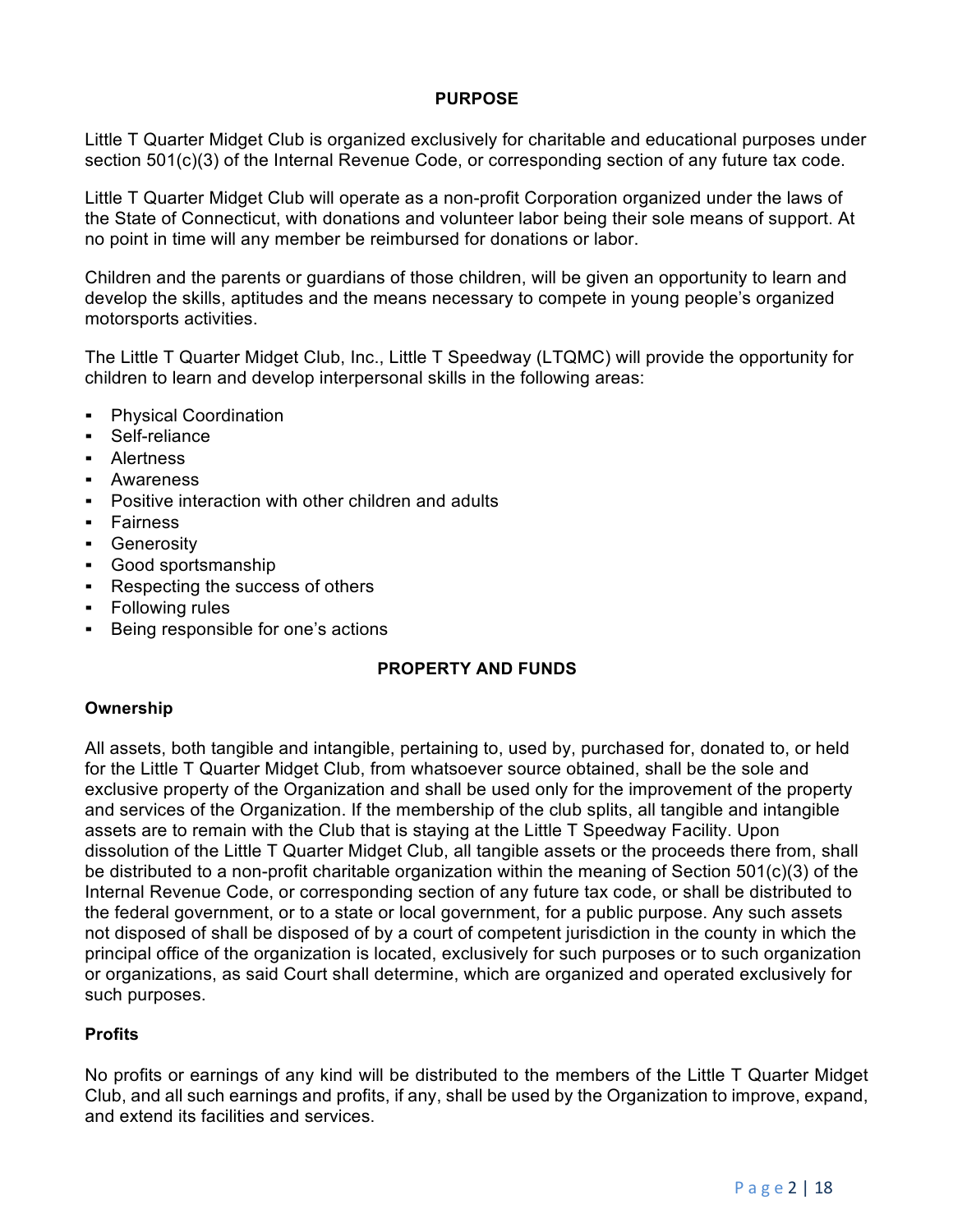## PURPOSE

Little T Quarter Midget Club is organized exclusively for charitable and educational purposes under section 501(c)(3) of the Internal Revenue Code, or corresponding section of any future tax code.

Little T Quarter Midget Club will operate as a non-profit Corporation organized under the laws of the State of Connecticut, with donations and volunteer labor being their sole means of support. At no point in time will any member be reimbursed for donations or labor.

Children and the parents or guardians of those children, will be given an opportunity to learn and develop the skills, aptitudes and the means necessary to compete in young people's organized motorsports activities.

The Little T Quarter Midget Club, Inc., Little T Speedway (LTQMC) will provide the opportunity for children to learn and develop interpersonal skills in the following areas:

- Physical Coordination
- Self-reliance
- Alertness
- Awareness
- Positive interaction with other children and adults
- Fairness
- Generosity
- Good sportsmanship
- Respecting the success of others
- Following rules
- Being responsible for one's actions

## PROPERTY AND FUNDS

### Ownership

All assets, both tangible and intangible, pertaining to, used by, purchased for, donated to, or held for the Little T Quarter Midget Club, from whatsoever source obtained, shall be the sole and exclusive property of the Organization and shall be used only for the improvement of the property and services of the Organization. If the membership of the club splits, all tangible and intangible assets are to remain with the Club that is staying at the Little T Speedway Facility. Upon dissolution of the Little T Quarter Midget Club, all tangible assets or the proceeds there from, shall be distributed to a non-profit charitable organization within the meaning of Section 501(c)(3) of the Internal Revenue Code, or corresponding section of any future tax code, or shall be distributed to the federal government, or to a state or local government, for a public purpose. Any such assets not disposed of shall be disposed of by a court of competent jurisdiction in the county in which the principal office of the organization is located, exclusively for such purposes or to such organization or organizations, as said Court shall determine, which are organized and operated exclusively for such purposes.

### Profits

No profits or earnings of any kind will be distributed to the members of the Little T Quarter Midget Club, and all such earnings and profits, if any, shall be used by the Organization to improve, expand, and extend its facilities and services.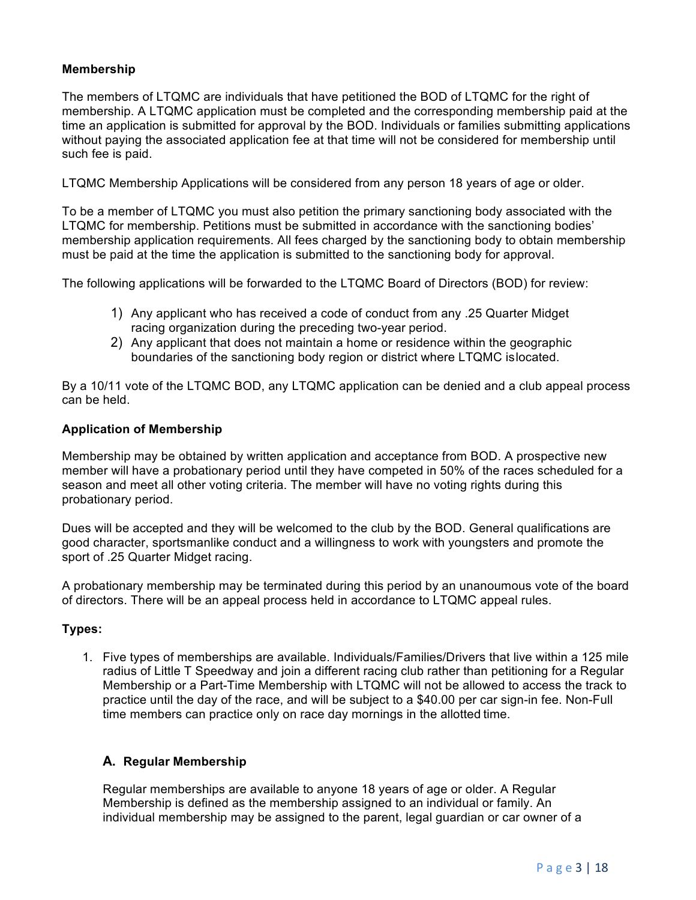**Membership**

The members of LTQMC are individuals that have petitioned the BOD of LTQMC for the right of membership. A LTQMC application must be completed and the corresponding membership paid at the time an application is submitted for approval by the BOD. Individuals or families submitting applications without paying the associated application fee at that time will not be considered for membership until such fee is paid.

LTQMC Membership Applications will be considered from any person 18 years of age or older.

To be a member of LTQMC you must also petition the primary sanctioning body associated with the LTQMC for membership. Petitions must be submitted in accordance with the sanctioning bodies' membership application requirements. All fees charged by the sanctioning body to obtain membership must be paid at the time the application is submitted to the sanctioning body for approval.

The following applications will be forwarded to the LTQMC Board of Directors (BOD) for review:

1) Any applicant who has received a code of conduct from any .25 Quarter Midget racing organization during the preceding two-year period.
2) Any applicant that does not maintain a home or residence within the geographic boundaries of the sanctioning body region or district where LTQMC islocated.

By a 10/11 vote of the LTQMC BOD, any LTQMC application can be denied and a club appeal process can be held.

**Application of Membership**

Membership may be obtained by written application and acceptance from BOD. A prospective new member will have a probationary period until they have competed in 50% of the races scheduled for a season and meet all other voting criteria. The member will have no voting rights during this probationary period.

Dues will be accepted and they will be welcomed to the club by the BOD. General qualifications are good character, sportsmanlike conduct and a willingness to work with youngsters and promote the sport of .25 Quarter Midget racing.

A probationary membership may be terminated during this period by an unanoumous vote of the board of directors. There will be an appeal process held in accordance to LTQMC appeal rules.

**Types:**

1. Five types of memberships are available. Individuals/Families/Drivers that live within a 125 mile radius of Little T Speedway and join a different racing club rather than petitioning for a Regular Membership or a Part-Time Membership with LTQMC will not be allowed to access the track to practice until the day of the race, and will be subject to a $40.00 per car sign-in fee. Non-Full time members can practice only on race day mornings in the allotted time.

**A. Regular Membership**

Regular memberships are available to anyone 18 years of age or older. A Regular Membership is defined as the membership assigned to an individual or family. An individual membership may be assigned to the parent, legal guardian or car owner of a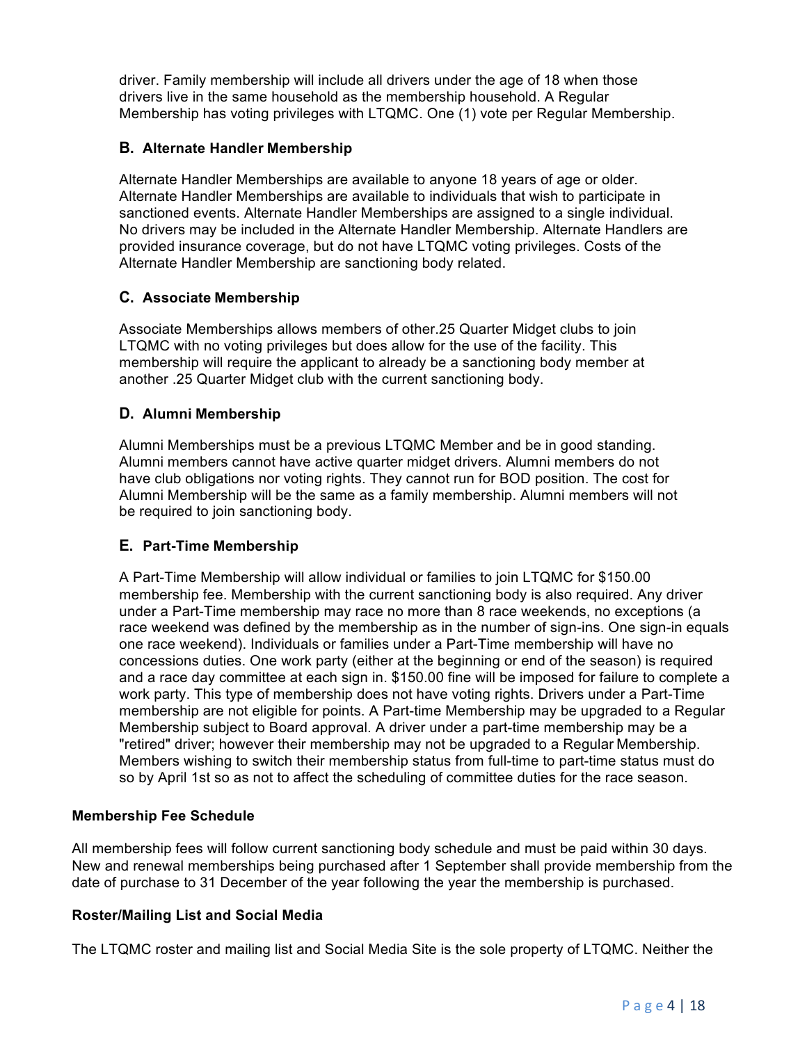driver. Family membership will include all drivers under the age of 18 when those drivers live in the same household as the membership household. A Regular Membership has voting privileges with LTQMC. One (1) vote per Regular Membership.

### B. Alternate Handler Membership

Alternate Handler Memberships are available to anyone 18 years of age or older. Alternate Handler Memberships are available to individuals that wish to participate in sanctioned events. Alternate Handler Memberships are assigned to a single individual. No drivers may be included in the Alternate Handler Membership. Alternate Handlers are provided insurance coverage, but do not have LTQMC voting privileges. Costs of the Alternate Handler Membership are sanctioning body related.

### C. Associate Membership

Associate Memberships allows members of other.25 Quarter Midget clubs to join LTQMC with no voting privileges but does allow for the use of the facility. This membership will require the applicant to already be a sanctioning body member at another .25 Quarter Midget club with the current sanctioning body.

### D. Alumni Membership

Alumni Memberships must be a previous LTQMC Member and be in good standing. Alumni members cannot have active quarter midget drivers. Alumni members do not have club obligations nor voting rights. They cannot run for BOD position. The cost for Alumni Membership will be the same as a family membership. Alumni members will not be required to join sanctioning body.

### E. Part-Time Membership

A Part-Time Membership will allow individual or families to join LTQMC for $150.00 membership fee. Membership with the current sanctioning body is also required. Any driver under a Part-Time membership may race no more than 8 race weekends, no exceptions (a race weekend was defined by the membership as in the number of sign-ins. One sign-in equals one race weekend). Individuals or families under a Part-Time membership will have no concessions duties. One work party (either at the beginning or end of the season) is required and a race day committee at each sign in. $150.00 fine will be imposed for failure to complete a work party. This type of membership does not have voting rights. Drivers under a Part-Time membership are not eligible for points. A Part-time Membership may be upgraded to a Regular Membership subject to Board approval. A driver under a part-time membership may be a "retired" driver; however their membership may not be upgraded to a Regular Membership. Members wishing to switch their membership status from full-time to part-time status must do so by April 1st so as not to affect the scheduling of committee duties for the race season.

**Membership Fee Schedule**

All membership fees will follow current sanctioning body schedule and must be paid within 30 days. New and renewal memberships being purchased after 1 September shall provide membership from the date of purchase to 31 December of the year following the year the membership is purchased.

**Roster/Mailing List and Social Media**

The LTQMC roster and mailing list and Social Media Site is the sole property of LTQMC. Neither the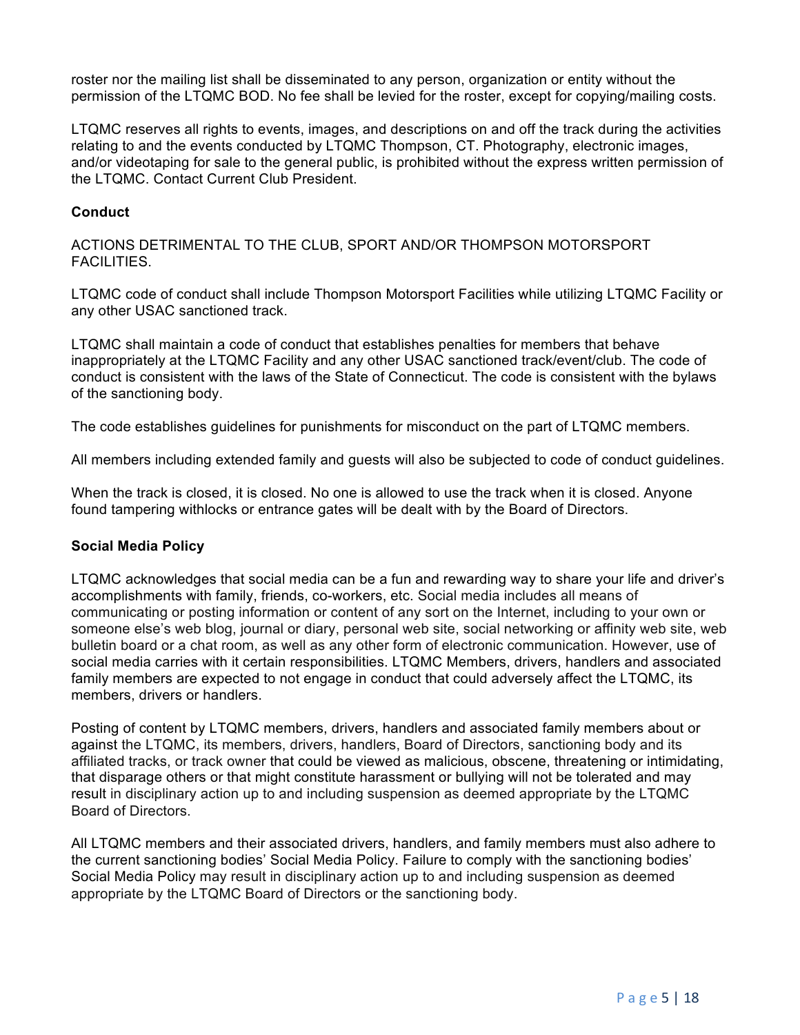roster nor the mailing list shall be disseminated to any person, organization or entity without the permission of the LTQMC BOD. No fee shall be levied for the roster, except for copying/mailing costs.

LTQMC reserves all rights to events, images, and descriptions on and off the track during the activities relating to and the events conducted by LTQMC Thompson, CT. Photography, electronic images, and/or videotaping for sale to the general public, is prohibited without the express written permission of the LTQMC. Contact Current Club President.

**Conduct**

ACTIONS DETRIMENTAL TO THE CLUB, SPORT AND/OR THOMPSON MOTORSPORT FACILITIES.

LTQMC code of conduct shall include Thompson Motorsport Facilities while utilizing LTQMC Facility or any other USAC sanctioned track.

LTQMC shall maintain a code of conduct that establishes penalties for members that behave inappropriately at the LTQMC Facility and any other USAC sanctioned track/event/club. The code of conduct is consistent with the laws of the State of Connecticut. The code is consistent with the bylaws of the sanctioning body.

The code establishes guidelines for punishments for misconduct on the part of LTQMC members.

All members including extended family and guests will also be subjected to code of conduct guidelines.

When the track is closed, it is closed. No one is allowed to use the track when it is closed. Anyone found tampering withlocks or entrance gates will be dealt with by the Board of Directors.

**Social Media Policy**

LTQMC acknowledges that social media can be a fun and rewarding way to share your life and driver's accomplishments with family, friends, co-workers, etc. Social media includes all means of communicating or posting information or content of any sort on the Internet, including to your own or someone else's web blog, journal or diary, personal web site, social networking or affinity web site, web bulletin board or a chat room, as well as any other form of electronic communication. However, use of social media carries with it certain responsibilities. LTQMC Members, drivers, handlers and associated family members are expected to not engage in conduct that could adversely affect the LTQMC, its members, drivers or handlers.

Posting of content by LTQMC members, drivers, handlers and associated family members about or against the LTQMC, its members, drivers, handlers, Board of Directors, sanctioning body and its affiliated tracks, or track owner that could be viewed as malicious, obscene, threatening or intimidating, that disparage others or that might constitute harassment or bullying will not be tolerated and may result in disciplinary action up to and including suspension as deemed appropriate by the LTQMC Board of Directors.

All LTQMC members and their associated drivers, handlers, and family members must also adhere to the current sanctioning bodies' Social Media Policy. Failure to comply with the sanctioning bodies' Social Media Policy may result in disciplinary action up to and including suspension as deemed appropriate by the LTQMC Board of Directors or the sanctioning body.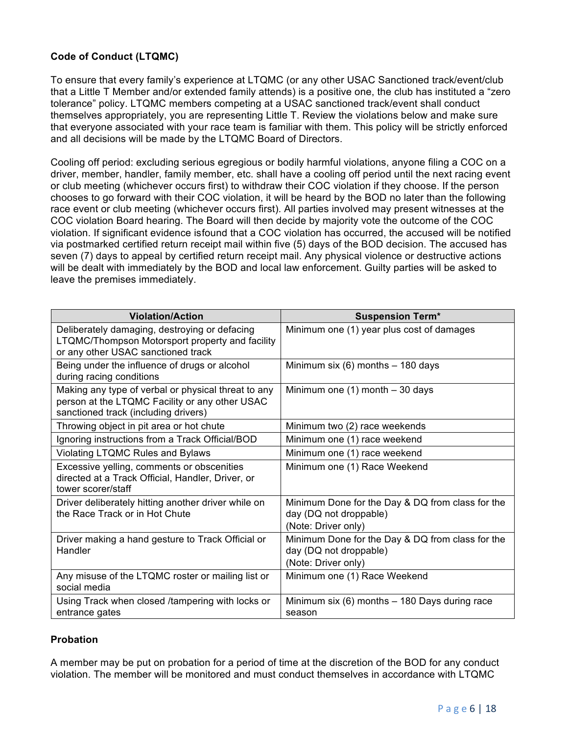**Code of Conduct (LTQMC)**

To ensure that every family's experience at LTQMC (or any other USAC Sanctioned track/event/club that a Little T Member and/or extended family attends) is a positive one, the club has instituted a "zero tolerance" policy. LTQMC members competing at a USAC sanctioned track/event shall conduct themselves appropriately, you are representing Little T. Review the violations below and make sure that everyone associated with your race team is familiar with them. This policy will be strictly enforced and all decisions will be made by the LTQMC Board of Directors.

Cooling off period: excluding serious egregious or bodily harmful violations, anyone filing a COC on a driver, member, handler, family member, etc. shall have a cooling off period until the next racing event or club meeting (whichever occurs first) to withdraw their COC violation if they choose. If the person chooses to go forward with their COC violation, it will be heard by the BOD no later than the following race event or club meeting (whichever occurs first). All parties involved may present witnesses at the COC violation Board hearing. The Board will then decide by majority vote the outcome of the COC violation. If significant evidence isfound that a COC violation has occurred, the accused will be notified via postmarked certified return receipt mail within five (5) days of the BOD decision. The accused has seven (7) days to appeal by certified return receipt mail. Any physical violence or destructive actions will be dealt with immediately by the BOD and local law enforcement. Guilty parties will be asked to leave the premises immediately.

| Violation/Action | Suspension Term* |
|---|---|
| Deliberately damaging, destroying or defacing LTQMC/Thompson Motorsport property and facility or any other USAC sanctioned track | Minimum one (1) year plus cost of damages |
| Being under the influence of drugs or alcohol during racing conditions | Minimum six (6) months – 180 days |
| Making any type of verbal or physical threat to any person at the LTQMC Facility or any other USAC sanctioned track (including drivers) | Minimum one (1) month – 30 days |
| Throwing object in pit area or hot chute | Minimum two (2) race weekends |
| Ignoring instructions from a Track Official/BOD | Minimum one (1) race weekend |
| Violating LTQMC Rules and Bylaws | Minimum one (1) race weekend |
| Excessive yelling, comments or obscenities directed at a Track Official, Handler, Driver, or tower scorer/staff | Minimum one (1) Race Weekend |
| Driver deliberately hitting another driver while on the Race Track or in Hot Chute | Minimum Done for the Day & DQ from class for the day (DQ not droppable) (Note: Driver only) |
| Driver making a hand gesture to Track Official or Handler | Minimum Done for the Day & DQ from class for the day (DQ not droppable) (Note: Driver only) |
| Any misuse of the LTQMC roster or mailing list or social media | Minimum one (1) Race Weekend |
| Using Track when closed /tampering with locks or entrance gates | Minimum six (6) months – 180 Days during race season |

**Probation**

A member may be put on probation for a period of time at the discretion of the BOD for any conduct violation. The member will be monitored and must conduct themselves in accordance with LTQMC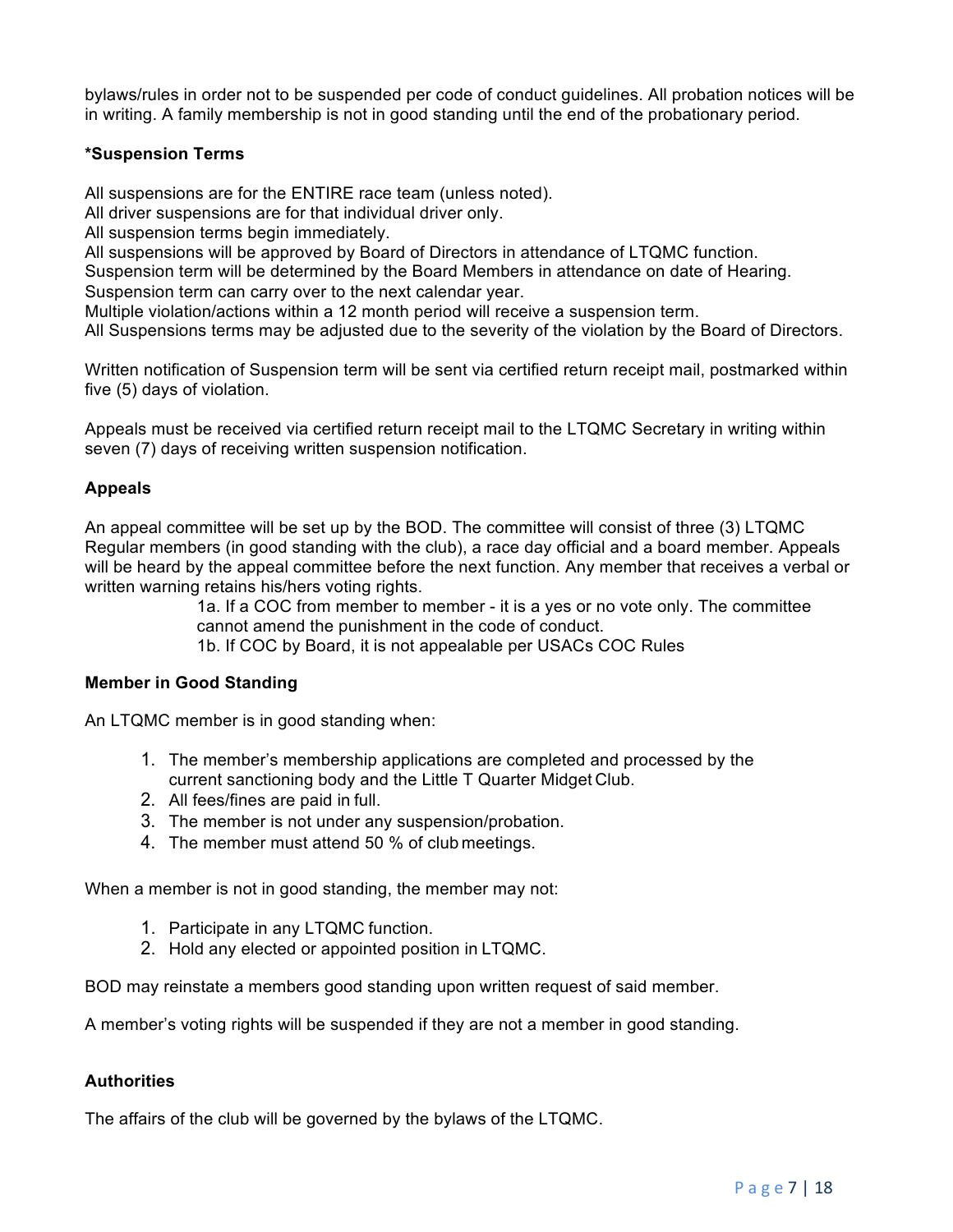bylaws/rules in order not to be suspended per code of conduct guidelines. All probation notices will be in writing. A family membership is not in good standing until the end of the probationary period.

**\*Suspension Terms**

All suspensions are for the ENTIRE race team (unless noted).
All driver suspensions are for that individual driver only.
All suspension terms begin immediately.
All suspensions will be approved by Board of Directors in attendance of LTQMC function.
Suspension term will be determined by the Board Members in attendance on date of Hearing.
Suspension term can carry over to the next calendar year.
Multiple violation/actions within a 12 month period will receive a suspension term.
All Suspensions terms may be adjusted due to the severity of the violation by the Board of Directors.

Written notification of Suspension term will be sent via certified return receipt mail, postmarked within five (5) days of violation.

Appeals must be received via certified return receipt mail to the LTQMC Secretary in writing within seven (7) days of receiving written suspension notification.

**Appeals**

An appeal committee will be set up by the BOD. The committee will consist of three (3) LTQMC Regular members (in good standing with the club), a race day official and a board member. Appeals will be heard by the appeal committee before the next function. Any member that receives a verbal or written warning retains his/hers voting rights.

1a. If a COC from member to member - it is a yes or no vote only. The committee cannot amend the punishment in the code of conduct.
1b. If COC by Board, it is not appealable per USACs COC Rules

**Member in Good Standing**

An LTQMC member is in good standing when:

1. The member's membership applications are completed and processed by the current sanctioning body and the Little T Quarter Midget Club.
2. All fees/fines are paid in full.
3. The member is not under any suspension/probation.
4. The member must attend 50 % of club meetings.

When a member is not in good standing, the member may not:

1. Participate in any LTQMC function.
2. Hold any elected or appointed position in LTQMC.

BOD may reinstate a members good standing upon written request of said member.

A member's voting rights will be suspended if they are not a member in good standing.

**Authorities**

The affairs of the club will be governed by the bylaws of the LTQMC.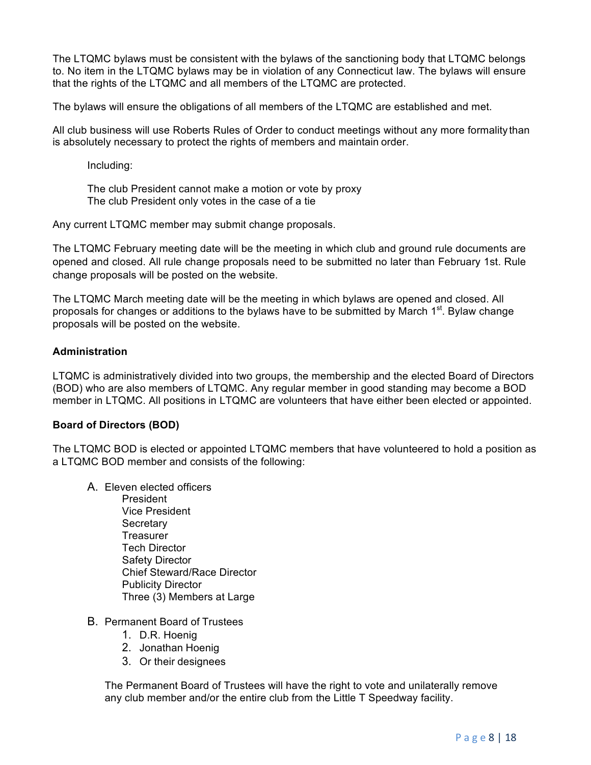The LTQMC bylaws must be consistent with the bylaws of the sanctioning body that LTQMC belongs to. No item in the LTQMC bylaws may be in violation of any Connecticut law. The bylaws will ensure that the rights of the LTQMC and all members of the LTQMC are protected.

The bylaws will ensure the obligations of all members of the LTQMC are established and met.

All club business will use Roberts Rules of Order to conduct meetings without any more formality than is absolutely necessary to protect the rights of members and maintain order.

Including:

The club President cannot make a motion or vote by proxy
The club President only votes in the case of a tie

Any current LTQMC member may submit change proposals.

The LTQMC February meeting date will be the meeting in which club and ground rule documents are opened and closed. All rule change proposals need to be submitted no later than February 1st. Rule change proposals will be posted on the website.

The LTQMC March meeting date will be the meeting in which bylaws are opened and closed. All proposals for changes or additions to the bylaws have to be submitted by March 1st. Bylaw change proposals will be posted on the website.

**Administration**

LTQMC is administratively divided into two groups, the membership and the elected Board of Directors (BOD) who are also members of LTQMC. Any regular member in good standing may become a BOD member in LTQMC. All positions in LTQMC are volunteers that have either been elected or appointed.

**Board of Directors (BOD)**

The LTQMC BOD is elected or appointed LTQMC members that have volunteered to hold a position as a LTQMC BOD member and consists of the following:

A. Eleven elected officers
   - President
   - Vice President
   - Secretary
   - Treasurer
   - Tech Director
   - Safety Director
   - Chief Steward/Race Director
   - Publicity Director
   - Three (3) Members at Large

B. Permanent Board of Trustees
   1. D.R. Hoenig
   2. Jonathan Hoenig
   3. Or their designees

   The Permanent Board of Trustees will have the right to vote and unilaterally remove any club member and/or the entire club from the Little T Speedway facility.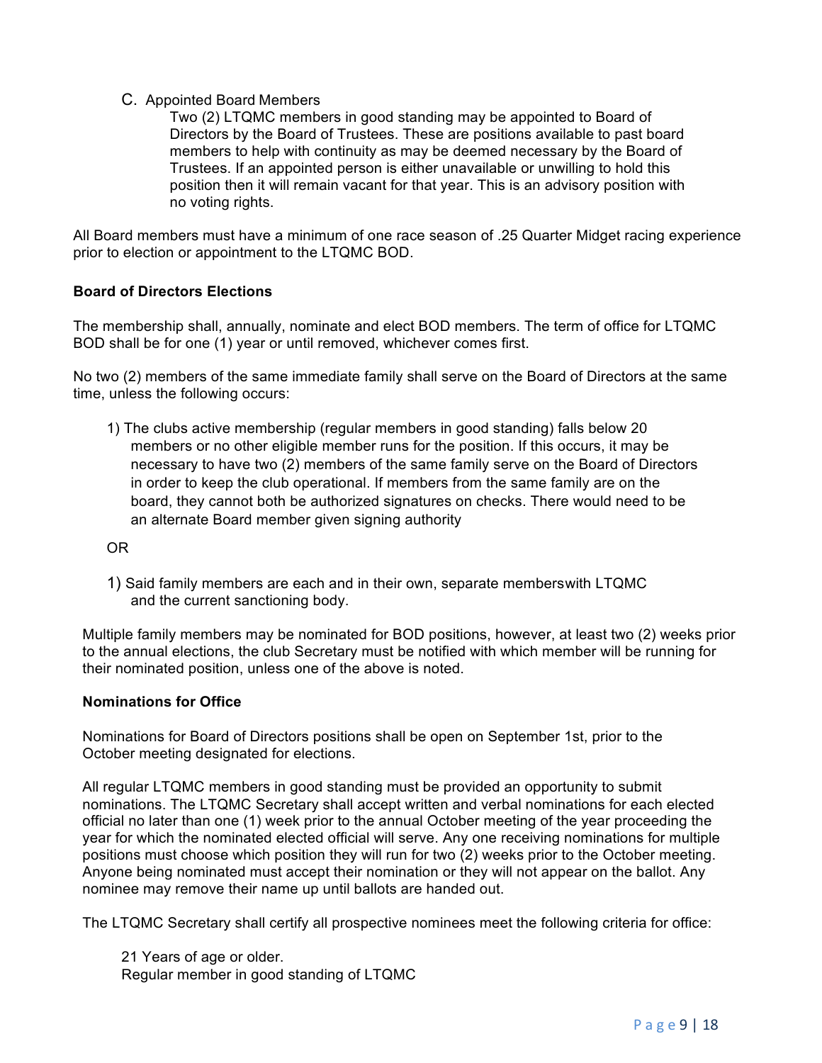C. Appointed Board Members

Two (2) LTQMC members in good standing may be appointed to Board of Directors by the Board of Trustees. These are positions available to past board members to help with continuity as may be deemed necessary by the Board of Trustees. If an appointed person is either unavailable or unwilling to hold this position then it will remain vacant for that year. This is an advisory position with no voting rights.

All Board members must have a minimum of one race season of .25 Quarter Midget racing experience prior to election or appointment to the LTQMC BOD.

**Board of Directors Elections**

The membership shall, annually, nominate and elect BOD members. The term of office for LTQMC BOD shall be for one (1) year or until removed, whichever comes first.

No two (2) members of the same immediate family shall serve on the Board of Directors at the same time, unless the following occurs:

1) The clubs active membership (regular members in good standing) falls below 20 members or no other eligible member runs for the position. If this occurs, it may be necessary to have two (2) members of the same family serve on the Board of Directors in order to keep the club operational. If members from the same family are on the board, they cannot both be authorized signatures on checks. There would need to be an alternate Board member given signing authority

OR

1) Said family members are each and in their own, separate memberswith LTQMC and the current sanctioning body.

Multiple family members may be nominated for BOD positions, however, at least two (2) weeks prior to the annual elections, the club Secretary must be notified with which member will be running for their nominated position, unless one of the above is noted.

**Nominations for Office**

Nominations for Board of Directors positions shall be open on September 1st, prior to the October meeting designated for elections.

All regular LTQMC members in good standing must be provided an opportunity to submit nominations. The LTQMC Secretary shall accept written and verbal nominations for each elected official no later than one (1) week prior to the annual October meeting of the year proceeding the year for which the nominated elected official will serve. Any one receiving nominations for multiple positions must choose which position they will run for two (2) weeks prior to the October meeting. Anyone being nominated must accept their nomination or they will not appear on the ballot. Any nominee may remove their name up until ballots are handed out.

The LTQMC Secretary shall certify all prospective nominees meet the following criteria for office:

21 Years of age or older.
Regular member in good standing of LTQMC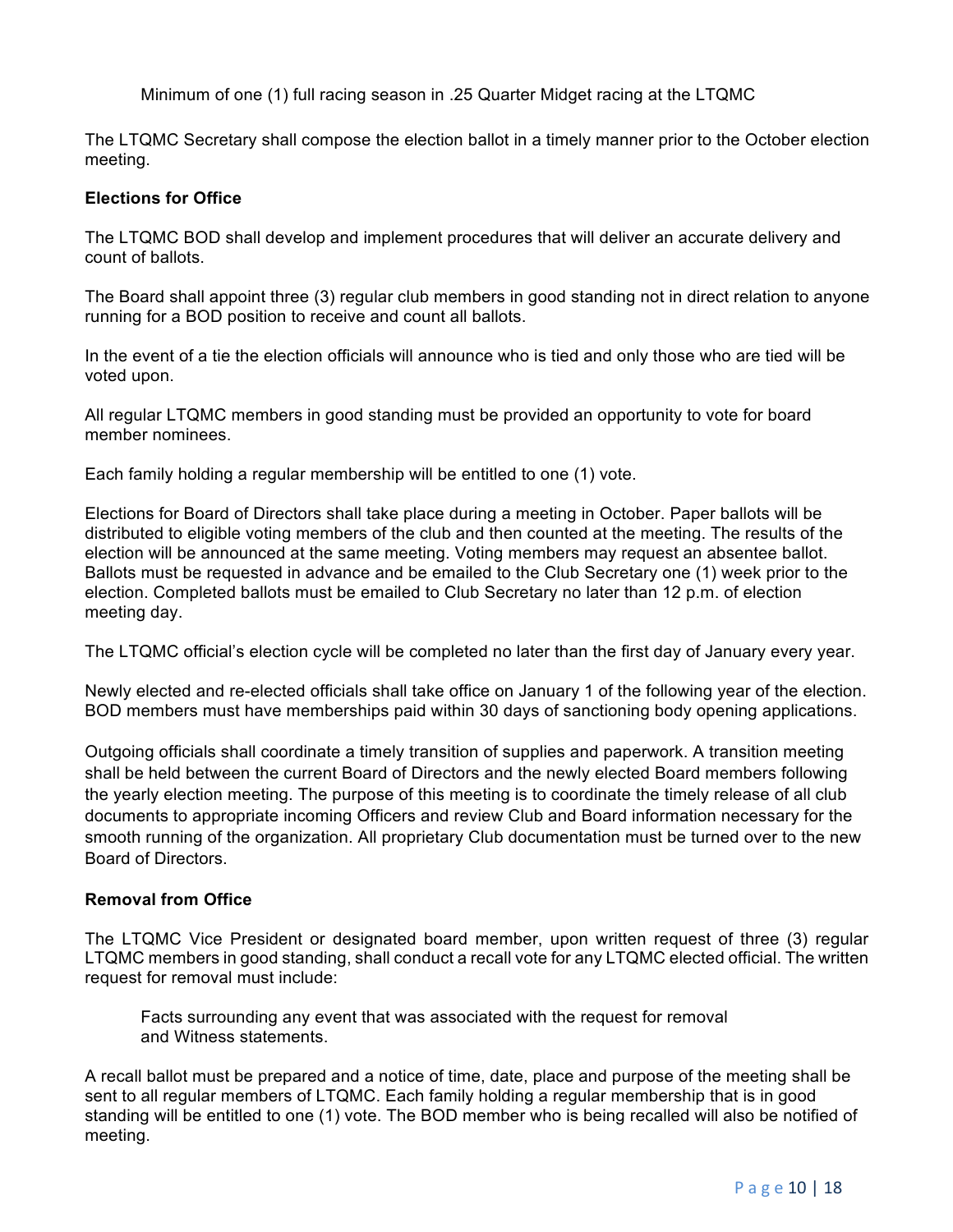Minimum of one (1) full racing season in .25 Quarter Midget racing at the LTQMC

The LTQMC Secretary shall compose the election ballot in a timely manner prior to the October election meeting.

**Elections for Office**

The LTQMC BOD shall develop and implement procedures that will deliver an accurate delivery and count of ballots.

The Board shall appoint three (3) regular club members in good standing not in direct relation to anyone running for a BOD position to receive and count all ballots.

In the event of a tie the election officials will announce who is tied and only those who are tied will be voted upon.

All regular LTQMC members in good standing must be provided an opportunity to vote for board member nominees.

Each family holding a regular membership will be entitled to one (1) vote.

Elections for Board of Directors shall take place during a meeting in October. Paper ballots will be distributed to eligible voting members of the club and then counted at the meeting. The results of the election will be announced at the same meeting. Voting members may request an absentee ballot. Ballots must be requested in advance and be emailed to the Club Secretary one (1) week prior to the election. Completed ballots must be emailed to Club Secretary no later than 12 p.m. of election meeting day.

The LTQMC official's election cycle will be completed no later than the first day of January every year.

Newly elected and re-elected officials shall take office on January 1 of the following year of the election. BOD members must have memberships paid within 30 days of sanctioning body opening applications.

Outgoing officials shall coordinate a timely transition of supplies and paperwork. A transition meeting shall be held between the current Board of Directors and the newly elected Board members following the yearly election meeting. The purpose of this meeting is to coordinate the timely release of all club documents to appropriate incoming Officers and review Club and Board information necessary for the smooth running of the organization. All proprietary Club documentation must be turned over to the new Board of Directors.

**Removal from Office**

The LTQMC Vice President or designated board member, upon written request of three (3) regular LTQMC members in good standing, shall conduct a recall vote for any LTQMC elected official. The written request for removal must include:

Facts surrounding any event that was associated with the request for removal
and Witness statements.

A recall ballot must be prepared and a notice of time, date, place and purpose of the meeting shall be sent to all regular members of LTQMC. Each family holding a regular membership that is in good standing will be entitled to one (1) vote. The BOD member who is being recalled will also be notified of meeting.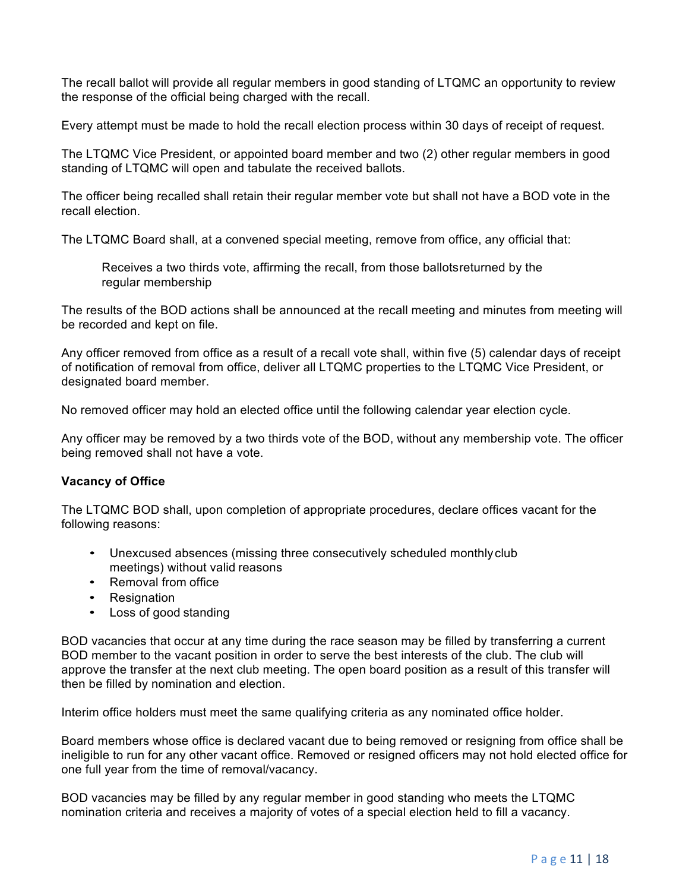The recall ballot will provide all regular members in good standing of LTQMC an opportunity to review the response of the official being charged with the recall.

Every attempt must be made to hold the recall election process within 30 days of receipt of request.

The LTQMC Vice President, or appointed board member and two (2) other regular members in good standing of LTQMC will open and tabulate the received ballots.

The officer being recalled shall retain their regular member vote but shall not have a BOD vote in the recall election.

The LTQMC Board shall, at a convened special meeting, remove from office, any official that:

> Receives a two thirds vote, affirming the recall, from those ballotsreturned by the regular membership

The results of the BOD actions shall be announced at the recall meeting and minutes from meeting will be recorded and kept on file.

Any officer removed from office as a result of a recall vote shall, within five (5) calendar days of receipt of notification of removal from office, deliver all LTQMC properties to the LTQMC Vice President, or designated board member.

No removed officer may hold an elected office until the following calendar year election cycle.

Any officer may be removed by a two thirds vote of the BOD, without any membership vote. The officer being removed shall not have a vote.

**Vacancy of Office**

The LTQMC BOD shall, upon completion of appropriate procedures, declare offices vacant for the following reasons:

- Unexcused absences (missing three consecutively scheduled monthly club meetings) without valid reasons
- Removal from office
- Resignation
- Loss of good standing

BOD vacancies that occur at any time during the race season may be filled by transferring a current BOD member to the vacant position in order to serve the best interests of the club. The club will approve the transfer at the next club meeting. The open board position as a result of this transfer will then be filled by nomination and election.

Interim office holders must meet the same qualifying criteria as any nominated office holder.

Board members whose office is declared vacant due to being removed or resigning from office shall be ineligible to run for any other vacant office. Removed or resigned officers may not hold elected office for one full year from the time of removal/vacancy.

BOD vacancies may be filled by any regular member in good standing who meets the LTQMC nomination criteria and receives a majority of votes of a special election held to fill a vacancy.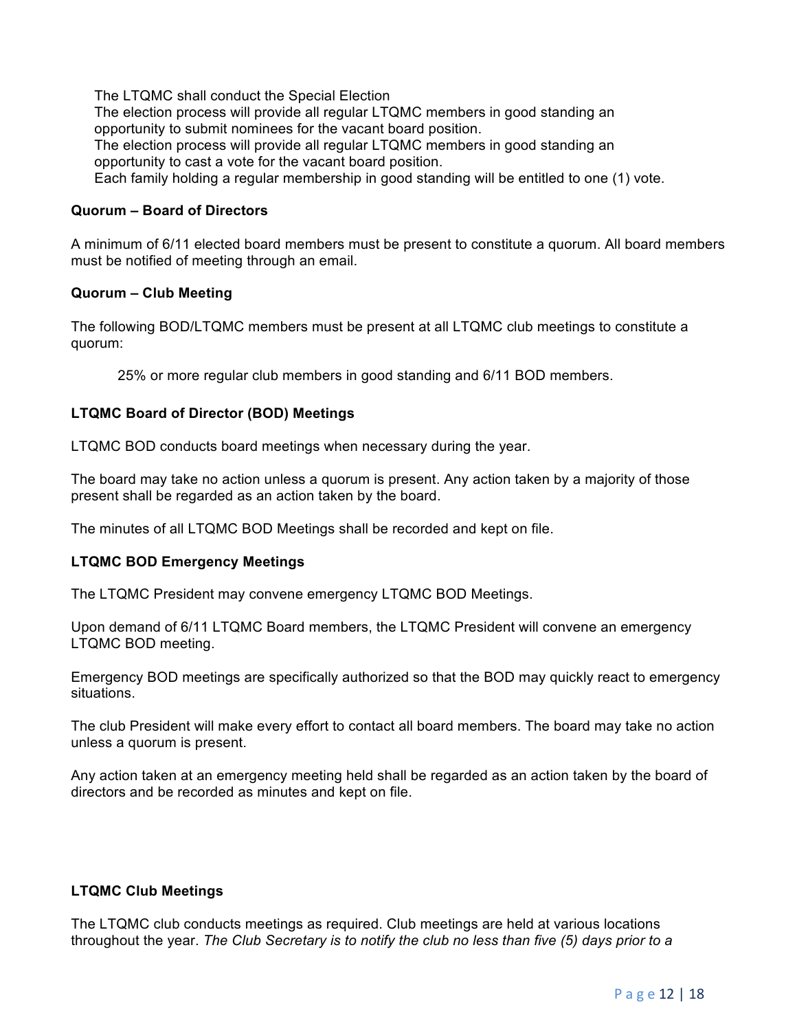The LTQMC shall conduct the Special Election
The election process will provide all regular LTQMC members in good standing an opportunity to submit nominees for the vacant board position.
The election process will provide all regular LTQMC members in good standing an opportunity to cast a vote for the vacant board position.
Each family holding a regular membership in good standing will be entitled to one (1) vote.

**Quorum – Board of Directors**

A minimum of 6/11 elected board members must be present to constitute a quorum. All board members must be notified of meeting through an email.

**Quorum – Club Meeting**

The following BOD/LTQMC members must be present at all LTQMC club meetings to constitute a quorum:

25% or more regular club members in good standing and 6/11 BOD members.

**LTQMC Board of Director (BOD) Meetings**

LTQMC BOD conducts board meetings when necessary during the year.

The board may take no action unless a quorum is present. Any action taken by a majority of those present shall be regarded as an action taken by the board.

The minutes of all LTQMC BOD Meetings shall be recorded and kept on file.

**LTQMC BOD Emergency Meetings**

The LTQMC President may convene emergency LTQMC BOD Meetings.

Upon demand of 6/11 LTQMC Board members, the LTQMC President will convene an emergency LTQMC BOD meeting.

Emergency BOD meetings are specifically authorized so that the BOD may quickly react to emergency situations.

The club President will make every effort to contact all board members. The board may take no action unless a quorum is present.

Any action taken at an emergency meeting held shall be regarded as an action taken by the board of directors and be recorded as minutes and kept on file.

**LTQMC Club Meetings**

The LTQMC club conducts meetings as required. Club meetings are held at various locations throughout the year. *The Club Secretary is to notify the club no less than five (5) days prior to a*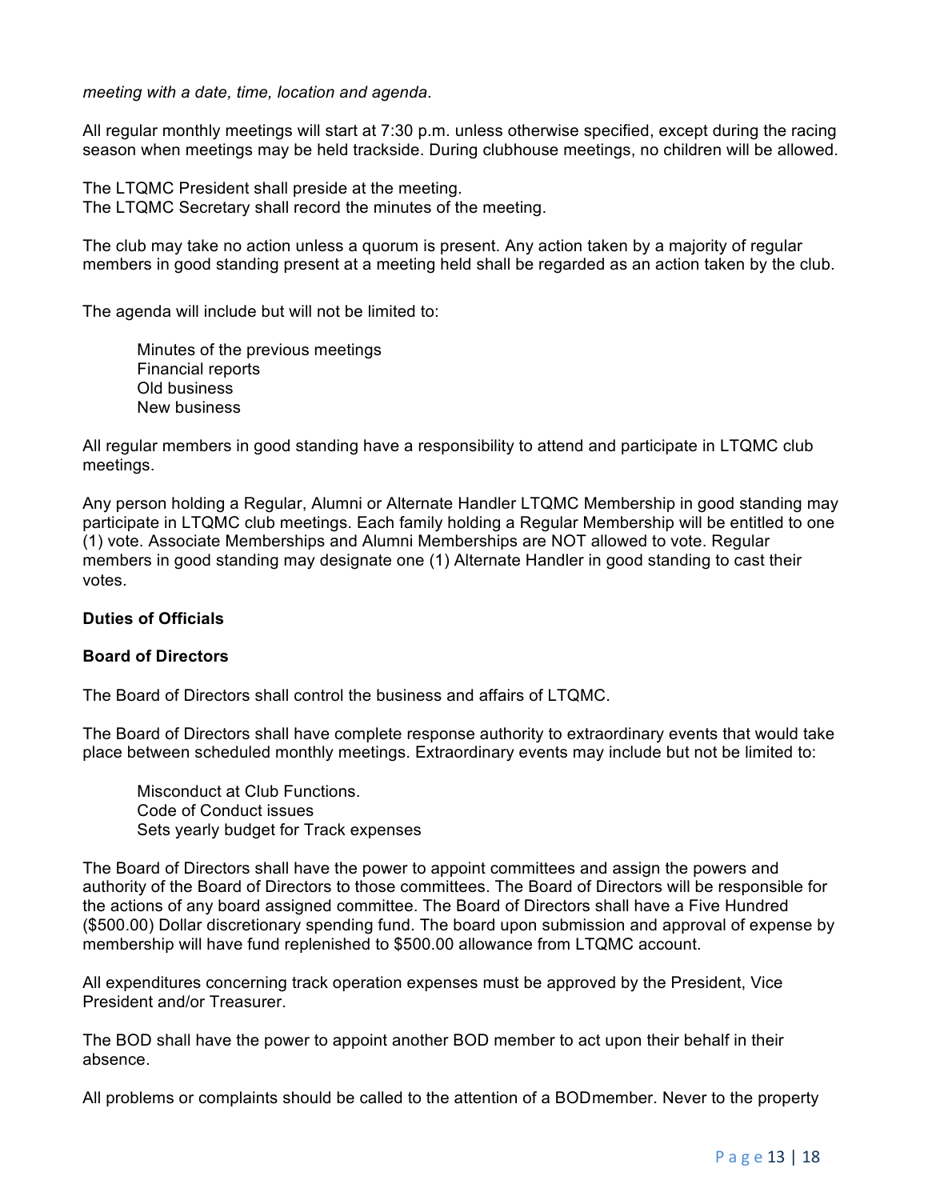*meeting with a date, time, location and agenda*.

All regular monthly meetings will start at 7:30 p.m. unless otherwise specified, except during the racing season when meetings may be held trackside. During clubhouse meetings, no children will be allowed.

The LTQMC President shall preside at the meeting.
The LTQMC Secretary shall record the minutes of the meeting.

The club may take no action unless a quorum is present. Any action taken by a majority of regular members in good standing present at a meeting held shall be regarded as an action taken by the club.

The agenda will include but will not be limited to:

- Minutes of the previous meetings
- Financial reports
- Old business
- New business

All regular members in good standing have a responsibility to attend and participate in LTQMC club meetings.

Any person holding a Regular, Alumni or Alternate Handler LTQMC Membership in good standing may participate in LTQMC club meetings. Each family holding a Regular Membership will be entitled to one (1) vote. Associate Memberships and Alumni Memberships are NOT allowed to vote. Regular members in good standing may designate one (1) Alternate Handler in good standing to cast their votes.

**Duties of Officials**

**Board of Directors**

The Board of Directors shall control the business and affairs of LTQMC.

The Board of Directors shall have complete response authority to extraordinary events that would take place between scheduled monthly meetings. Extraordinary events may include but not be limited to:

- Misconduct at Club Functions.
- Code of Conduct issues
- Sets yearly budget for Track expenses

The Board of Directors shall have the power to appoint committees and assign the powers and authority of the Board of Directors to those committees. The Board of Directors will be responsible for the actions of any board assigned committee. The Board of Directors shall have a Five Hundred ($500.00) Dollar discretionary spending fund. The board upon submission and approval of expense by membership will have fund replenished to $500.00 allowance from LTQMC account.

All expenditures concerning track operation expenses must be approved by the President, Vice President and/or Treasurer.

The BOD shall have the power to appoint another BOD member to act upon their behalf in their absence.

All problems or complaints should be called to the attention of a BODmember. Never to the property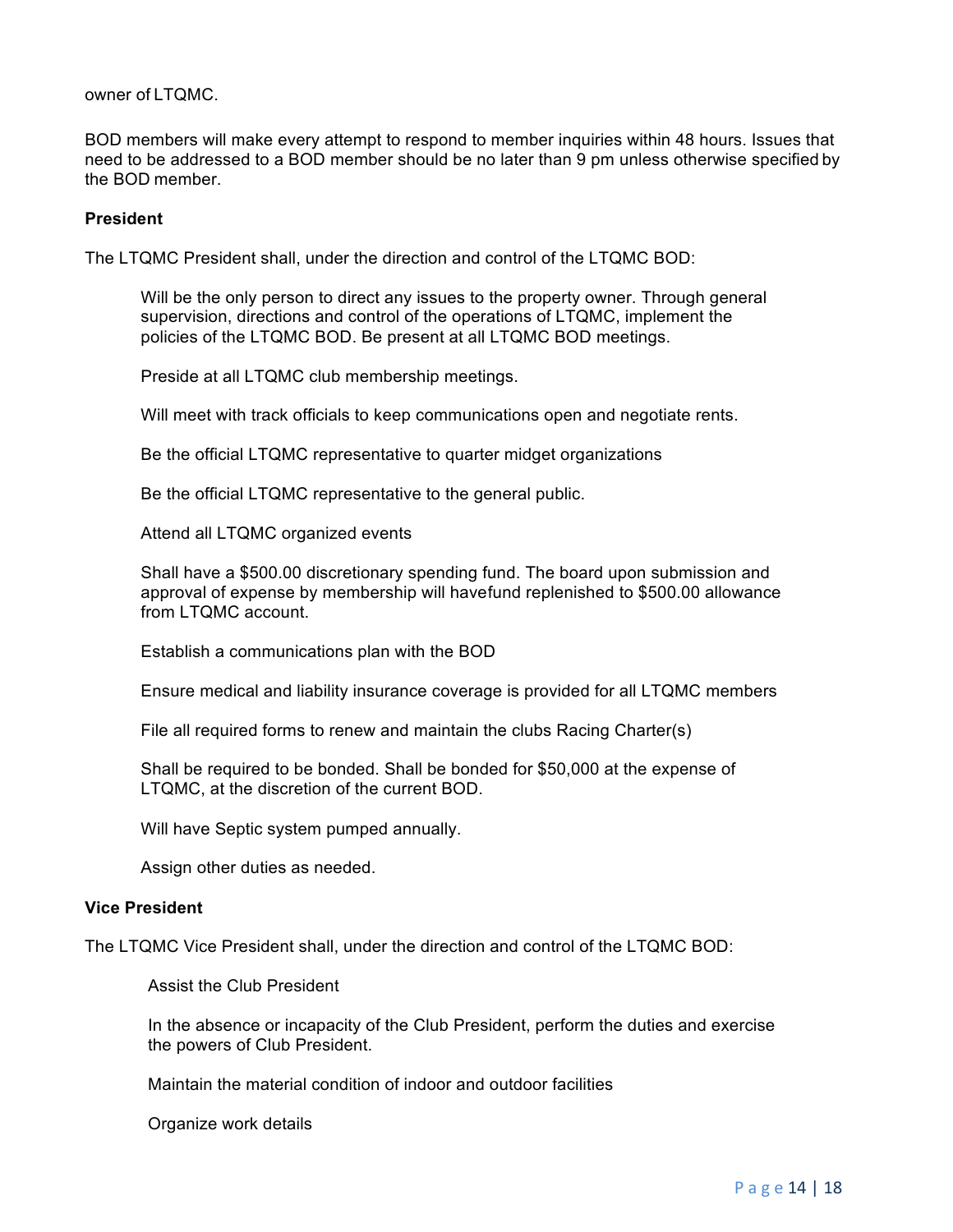owner of LTQMC.

BOD members will make every attempt to respond to member inquiries within 48 hours. Issues that need to be addressed to a BOD member should be no later than 9 pm unless otherwise specified by the BOD member.

**President**

The LTQMC President shall, under the direction and control of the LTQMC BOD:

> Will be the only person to direct any issues to the property owner. Through general supervision, directions and control of the operations of LTQMC, implement the policies of the LTQMC BOD. Be present at all LTQMC BOD meetings.
>
> Preside at all LTQMC club membership meetings.
>
> Will meet with track officials to keep communications open and negotiate rents.
>
> Be the official LTQMC representative to quarter midget organizations
>
> Be the official LTQMC representative to the general public.
>
> Attend all LTQMC organized events
>
> Shall have a $500.00 discretionary spending fund. The board upon submission and approval of expense by membership will havefund replenished to $500.00 allowance from LTQMC account.
>
> Establish a communications plan with the BOD
>
> Ensure medical and liability insurance coverage is provided for all LTQMC members
>
> File all required forms to renew and maintain the clubs Racing Charter(s)
>
> Shall be required to be bonded. Shall be bonded for $50,000 at the expense of LTQMC, at the discretion of the current BOD.
>
> Will have Septic system pumped annually.
>
> Assign other duties as needed.

**Vice President**

The LTQMC Vice President shall, under the direction and control of the LTQMC BOD:

> Assist the Club President
>
> In the absence or incapacity of the Club President, perform the duties and exercise the powers of Club President.
>
> Maintain the material condition of indoor and outdoor facilities
>
> Organize work details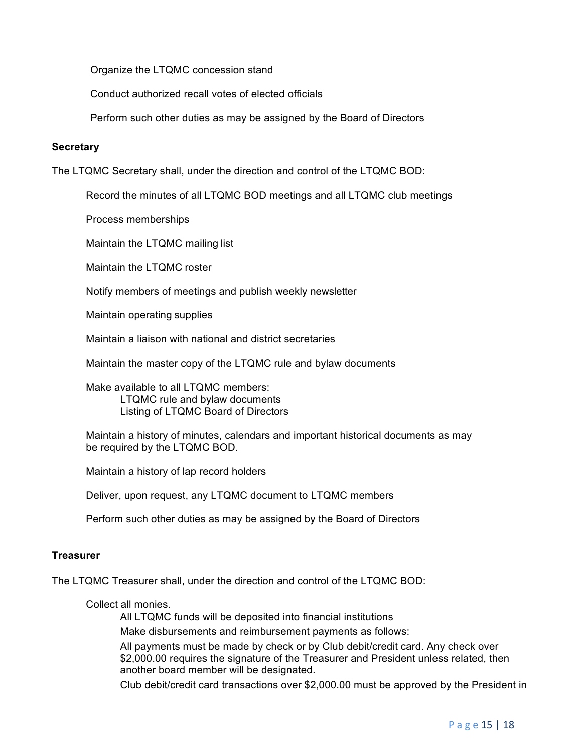Organize the LTQMC concession stand

Conduct authorized recall votes of elected officials

Perform such other duties as may be assigned by the Board of Directors

**Secretary**

The LTQMC Secretary shall, under the direction and control of the LTQMC BOD:

Record the minutes of all LTQMC BOD meetings and all LTQMC club meetings

Process memberships

Maintain the LTQMC mailing list

Maintain the LTQMC roster

Notify members of meetings and publish weekly newsletter

Maintain operating supplies

Maintain a liaison with national and district secretaries

Maintain the master copy of the LTQMC rule and bylaw documents

Make available to all LTQMC members:
- LTQMC rule and bylaw documents
- Listing of LTQMC Board of Directors

Maintain a history of minutes, calendars and important historical documents as may be required by the LTQMC BOD.

Maintain a history of lap record holders

Deliver, upon request, any LTQMC document to LTQMC members

Perform such other duties as may be assigned by the Board of Directors

**Treasurer**

The LTQMC Treasurer shall, under the direction and control of the LTQMC BOD:

Collect all monies.

All LTQMC funds will be deposited into financial institutions

Make disbursements and reimbursement payments as follows:

All payments must be made by check or by Club debit/credit card. Any check over $2,000.00 requires the signature of the Treasurer and President unless related, then another board member will be designated.

Club debit/credit card transactions over $2,000.00 must be approved by the President in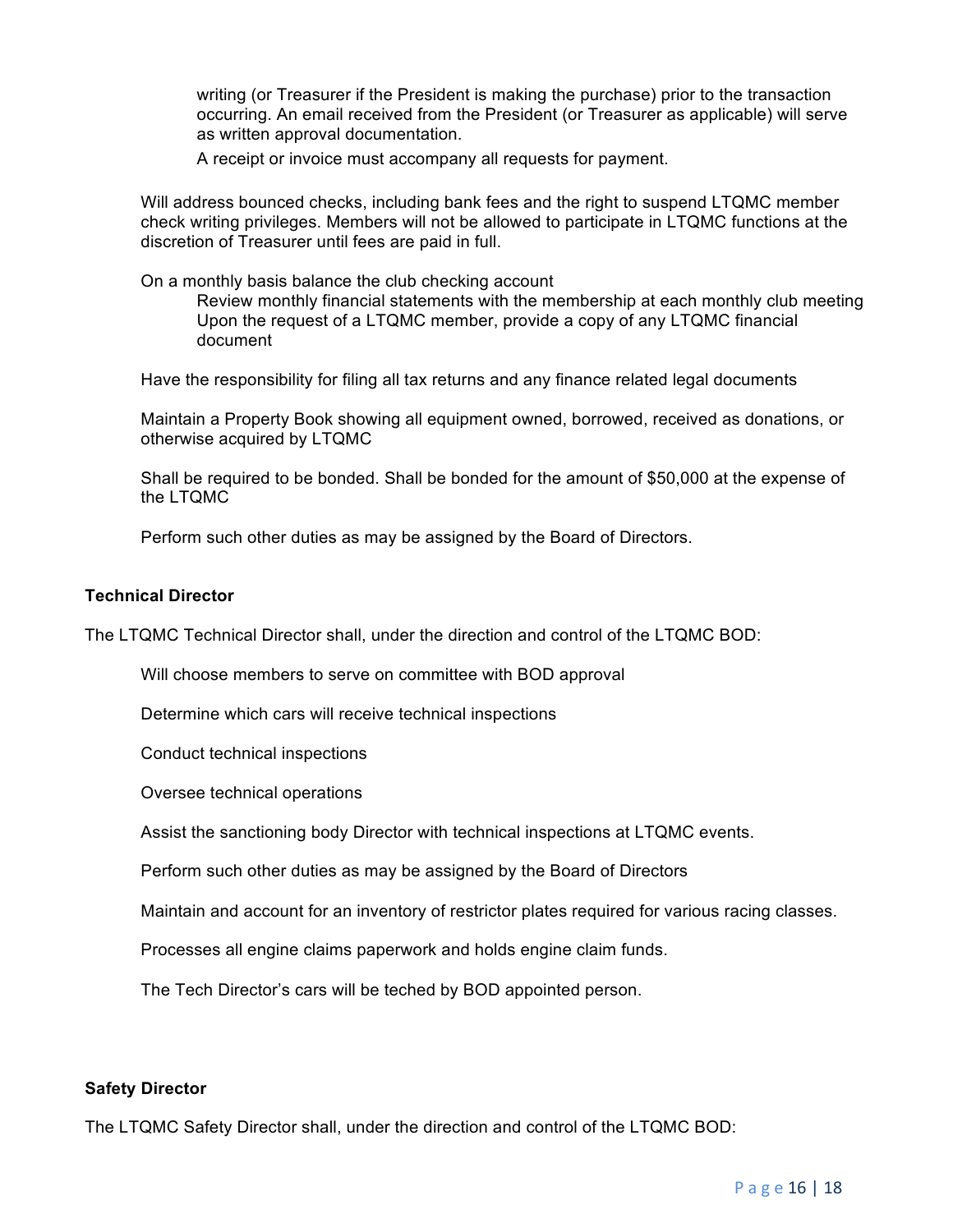writing (or Treasurer if the President is making the purchase) prior to the transaction occurring. An email received from the President (or Treasurer as applicable) will serve as written approval documentation.

A receipt or invoice must accompany all requests for payment.

Will address bounced checks, including bank fees and the right to suspend LTQMC member check writing privileges. Members will not be allowed to participate in LTQMC functions at the discretion of Treasurer until fees are paid in full.

On a monthly basis balance the club checking account

Review monthly financial statements with the membership at each monthly club meeting

Upon the request of a LTQMC member, provide a copy of any LTQMC financial document

Have the responsibility for filing all tax returns and any finance related legal documents

Maintain a Property Book showing all equipment owned, borrowed, received as donations, or otherwise acquired by LTQMC

Shall be required to be bonded. Shall be bonded for the amount of $50,000 at the expense of the LTQMC

Perform such other duties as may be assigned by the Board of Directors.

**Technical Director**

The LTQMC Technical Director shall, under the direction and control of the LTQMC BOD:

Will choose members to serve on committee with BOD approval

Determine which cars will receive technical inspections

Conduct technical inspections

Oversee technical operations

Assist the sanctioning body Director with technical inspections at LTQMC events.

Perform such other duties as may be assigned by the Board of Directors

Maintain and account for an inventory of restrictor plates required for various racing classes.

Processes all engine claims paperwork and holds engine claim funds.

The Tech Director's cars will be teched by BOD appointed person.

**Safety Director**

The LTQMC Safety Director shall, under the direction and control of the LTQMC BOD: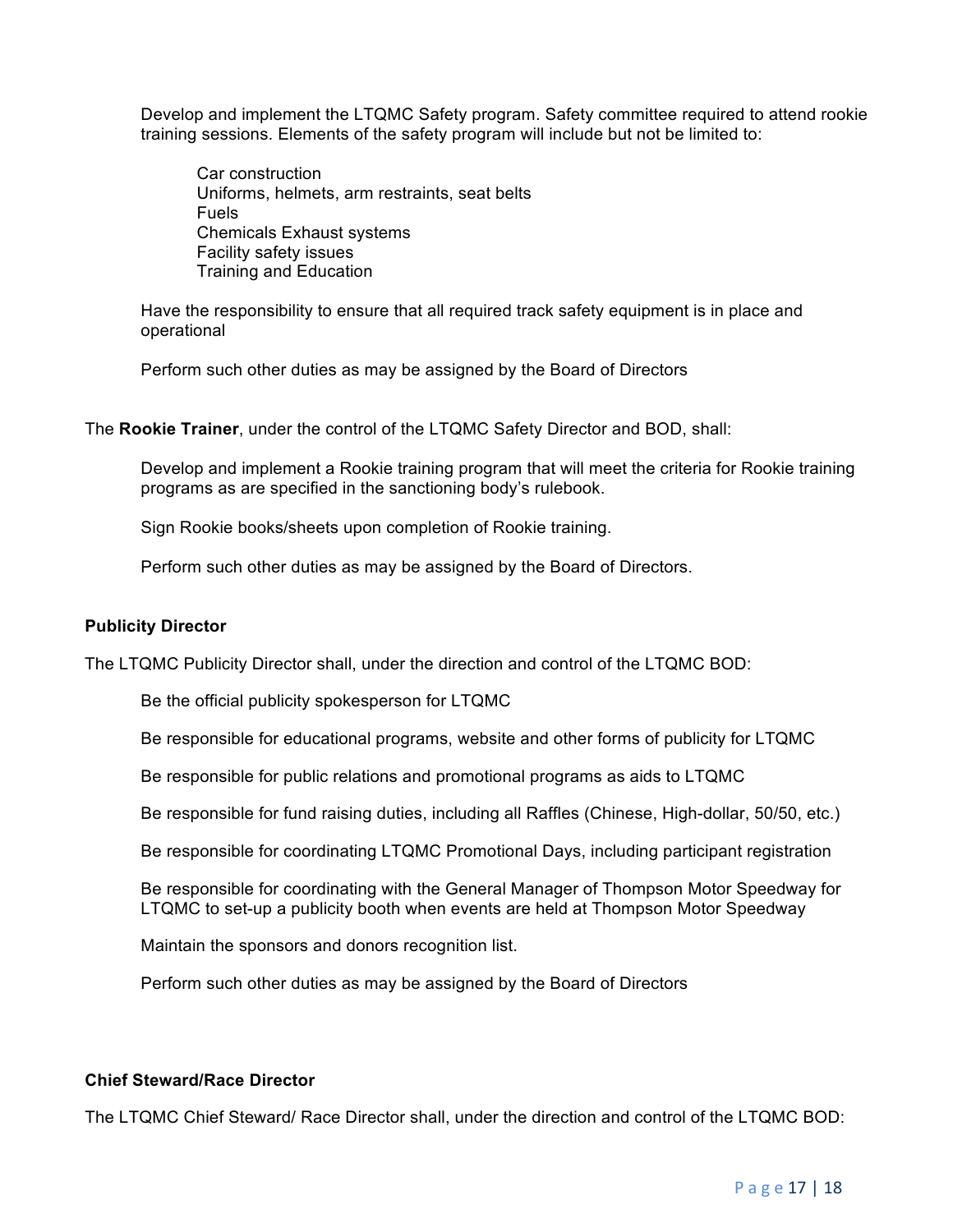Develop and implement the LTQMC Safety program. Safety committee required to attend rookie training sessions. Elements of the safety program will include but not be limited to:

- Car construction
- Uniforms, helmets, arm restraints, seat belts
- Fuels
- Chemicals Exhaust systems
- Facility safety issues
- Training and Education

Have the responsibility to ensure that all required track safety equipment is in place and operational

Perform such other duties as may be assigned by the Board of Directors

The **Rookie Trainer**, under the control of the LTQMC Safety Director and BOD, shall:

Develop and implement a Rookie training program that will meet the criteria for Rookie training programs as are specified in the sanctioning body's rulebook.

Sign Rookie books/sheets upon completion of Rookie training.

Perform such other duties as may be assigned by the Board of Directors.

**Publicity Director**

The LTQMC Publicity Director shall, under the direction and control of the LTQMC BOD:

Be the official publicity spokesperson for LTQMC

Be responsible for educational programs, website and other forms of publicity for LTQMC

Be responsible for public relations and promotional programs as aids to LTQMC

Be responsible for fund raising duties, including all Raffles (Chinese, High-dollar, 50/50, etc.)

Be responsible for coordinating LTQMC Promotional Days, including participant registration

Be responsible for coordinating with the General Manager of Thompson Motor Speedway for LTQMC to set-up a publicity booth when events are held at Thompson Motor Speedway

Maintain the sponsors and donors recognition list.

Perform such other duties as may be assigned by the Board of Directors

**Chief Steward/Race Director**

The LTQMC Chief Steward/ Race Director shall, under the direction and control of the LTQMC BOD: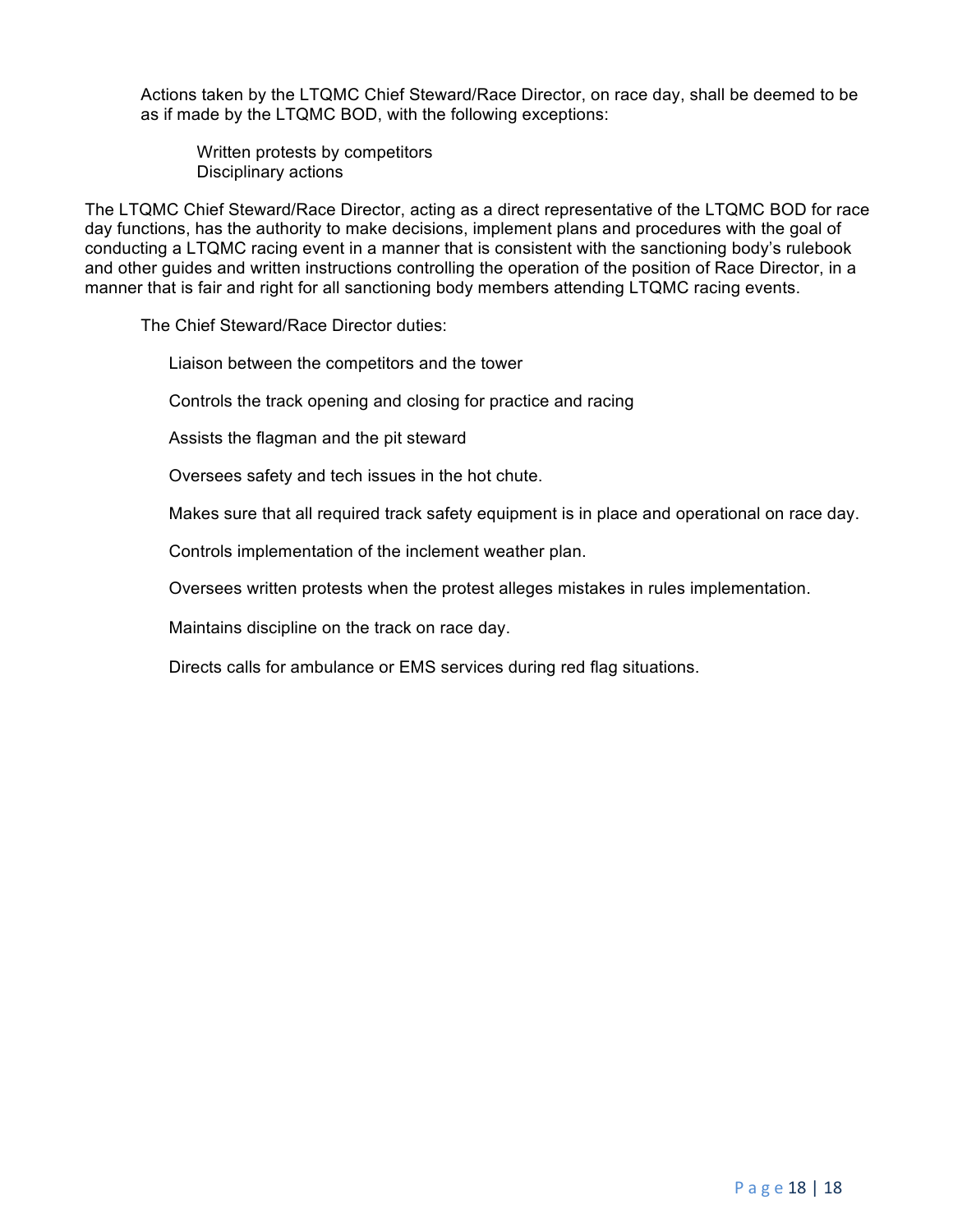Actions taken by the LTQMC Chief Steward/Race Director, on race day, shall be deemed to be as if made by the LTQMC BOD, with the following exceptions:

Written protests by competitors
Disciplinary actions

The LTQMC Chief Steward/Race Director, acting as a direct representative of the LTQMC BOD for race day functions, has the authority to make decisions, implement plans and procedures with the goal of conducting a LTQMC racing event in a manner that is consistent with the sanctioning body's rulebook and other guides and written instructions controlling the operation of the position of Race Director, in a manner that is fair and right for all sanctioning body members attending LTQMC racing events.

The Chief Steward/Race Director duties:

Liaison between the competitors and the tower

Controls the track opening and closing for practice and racing

Assists the flagman and the pit steward

Oversees safety and tech issues in the hot chute.

Makes sure that all required track safety equipment is in place and operational on race day.

Controls implementation of the inclement weather plan.

Oversees written protests when the protest alleges mistakes in rules implementation.

Maintains discipline on the track on race day.

Directs calls for ambulance or EMS services during red flag situations.